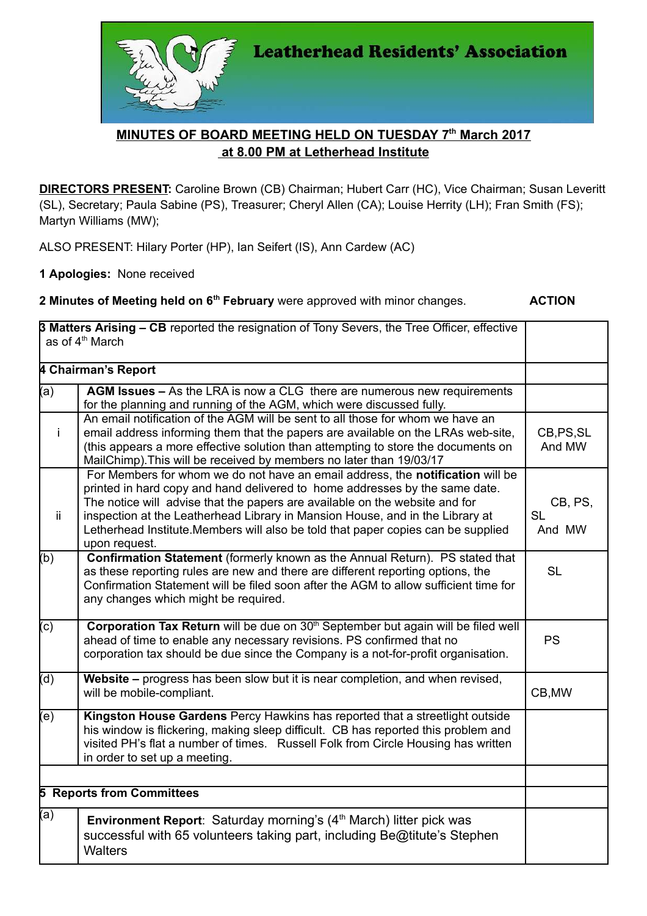# Leatherhead Residents' Association

**MINUTES OF BOARD MEETING HELD ON TUESDAY 7th March 2017 at 8.00 PM at Letherhead Institute**

**DIRECTORS PRESENT:** Caroline Brown (CB) Chairman; Hubert Carr (HC), Vice Chairman; Susan Leveritt (SL), Secretary; Paula Sabine (PS), Treasurer; Cheryl Allen (CA); Louise Herrity (LH); Fran Smith (FS); Martyn Williams (MW);

ALSO PRESENT: Hilary Porter (HP), Ian Seifert (IS), Ann Cardew (AC)

**1 Apologies:** None received

**2 Minutes of Meeting held on 6th February** were approved with minor changes. **ACTION**

| | | |
|---|---|---|
| **3 Matters Arising – CB** reported the resignation of Tony Severs, the Tree Officer, effective as of 4th March | | |
| **4 Chairman's Report** | | |
| (a) | **AGM Issues –** As the LRA is now a CLG there are numerous new requirements for the planning and running of the AGM, which were discussed fully. | |
| i | An email notification of the AGM will be sent to all those for whom we have an email address informing them that the papers are available on the LRAs web-site, (this appears a more effective solution than attempting to store the documents on MailChimp).This will be received by members no later than 19/03/17 | CB,PS,SL And MW |
| ii | For Members for whom we do not have an email address, the **notification** will be printed in hard copy and hand delivered to home addresses by the same date. The notice will advise that the papers are available on the website and for inspection at the Leatherhead Library in Mansion House, and in the Library at Letherhead Institute.Members will also be told that paper copies can be supplied upon request. | CB, PS, SL And MW |
| (b) | **Confirmation Statement** (formerly known as the Annual Return). PS stated that as these reporting rules are new and there are different reporting options, the Confirmation Statement will be filed soon after the AGM to allow sufficient time for any changes which might be required. | SL |
| (c) | **Corporation Tax Return** will be due on 30th September but again will be filed well ahead of time to enable any necessary revisions. PS confirmed that no corporation tax should be due since the Company is a not-for-profit organisation. | PS |
| (d) | **Website –** progress has been slow but it is near completion, and when revised, will be mobile-compliant. | CB,MW |
| (e) | **Kingston House Gardens** Percy Hawkins has reported that a streetlight outside his window is flickering, making sleep difficult. CB has reported this problem and visited PH's flat a number of times. Russell Folk from Circle Housing has written in order to set up a meeting. | |
| | | |
| **5 Reports from Committees** | | |
| (a) | **Environment Report**: Saturday morning's (4th March) litter pick was successful with 65 volunteers taking part, including Be@titute's Stephen Walters | |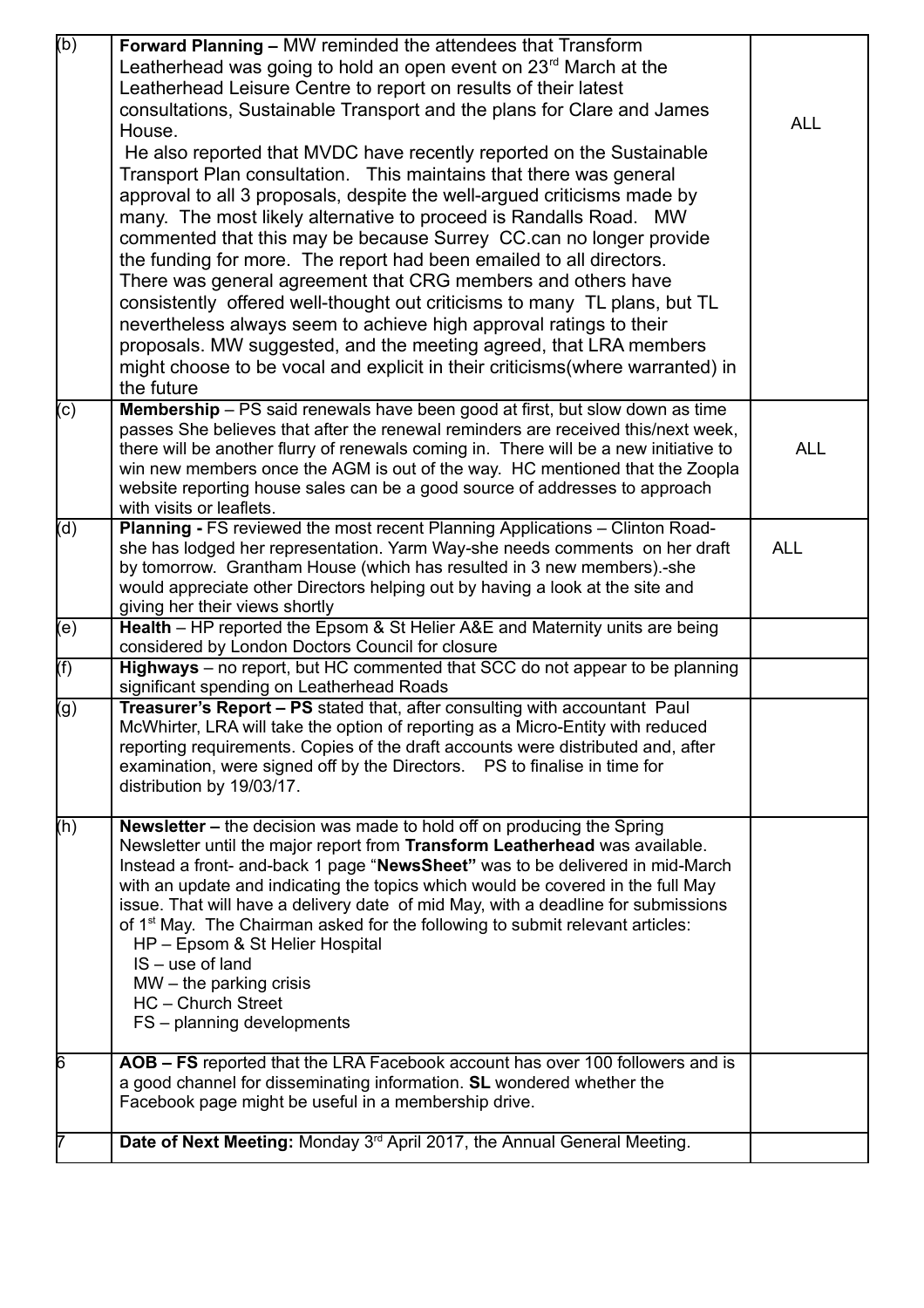| | | |
|---|---|---|
| (b) | **Forward Planning –** MW reminded the attendees that Transform Leatherhead was going to hold an open event on 23rd March at the Leatherhead Leisure Centre to report on results of their latest consultations, Sustainable Transport and the plans for Clare and James House.<br>He also reported that MVDC have recently reported on the Sustainable Transport Plan consultation. This maintains that there was general approval to all 3 proposals, despite the well-argued criticisms made by many. The most likely alternative to proceed is Randalls Road. MW commented that this may be because Surrey CC.can no longer provide the funding for more. The report had been emailed to all directors.<br>There was general agreement that CRG members and others have consistently offered well-thought out criticisms to many TL plans, but TL nevertheless always seem to achieve high approval ratings to their proposals. MW suggested, and the meeting agreed, that LRA members might choose to be vocal and explicit in their criticisms(where warranted) in the future | ALL |
| (c) | **Membership** – PS said renewals have been good at first, but slow down as time passes She believes that after the renewal reminders are received this/next week, there will be another flurry of renewals coming in. There will be a new initiative to win new members once the AGM is out of the way. HC mentioned that the Zoopla website reporting house sales can be a good source of addresses to approach with visits or leaflets. | ALL |
| (d) | **Planning -** FS reviewed the most recent Planning Applications – Clinton Road- she has lodged her representation. Yarm Way-she needs comments on her draft by tomorrow. Grantham House (which has resulted in 3 new members).-she would appreciate other Directors helping out by having a look at the site and giving her their views shortly | ALL |
| (e) | **Health** – HP reported the Epsom & St Helier A&E and Maternity units are being considered by London Doctors Council for closure | |
| (f) | **Highways** – no report, but HC commented that SCC do not appear to be planning significant spending on Leatherhead Roads | |
| (g) | **Treasurer's Report – PS** stated that, after consulting with accountant Paul McWhirter, LRA will take the option of reporting as a Micro-Entity with reduced reporting requirements. Copies of the draft accounts were distributed and, after examination, were signed off by the Directors. PS to finalise in time for distribution by 19/03/17. | |
| (h) | **Newsletter –** the decision was made to hold off on producing the Spring Newsletter until the major report from **Transform Leatherhead** was available. Instead a front- and-back 1 page "**NewsSheet"** was to be delivered in mid-March with an update and indicating the topics which would be covered in the full May issue. That will have a delivery date of mid May, with a deadline for submissions of 1st May. The Chairman asked for the following to submit relevant articles:<br>HP – Epsom & St Helier Hospital<br>IS – use of land<br>MW – the parking crisis<br>HC – Church Street<br>FS – planning developments | |
| 6 | **AOB – FS** reported that the LRA Facebook account has over 100 followers and is a good channel for disseminating information. **SL** wondered whether the Facebook page might be useful in a membership drive. | |
| 7 | **Date of Next Meeting:** Monday 3rd April 2017, the Annual General Meeting. | |